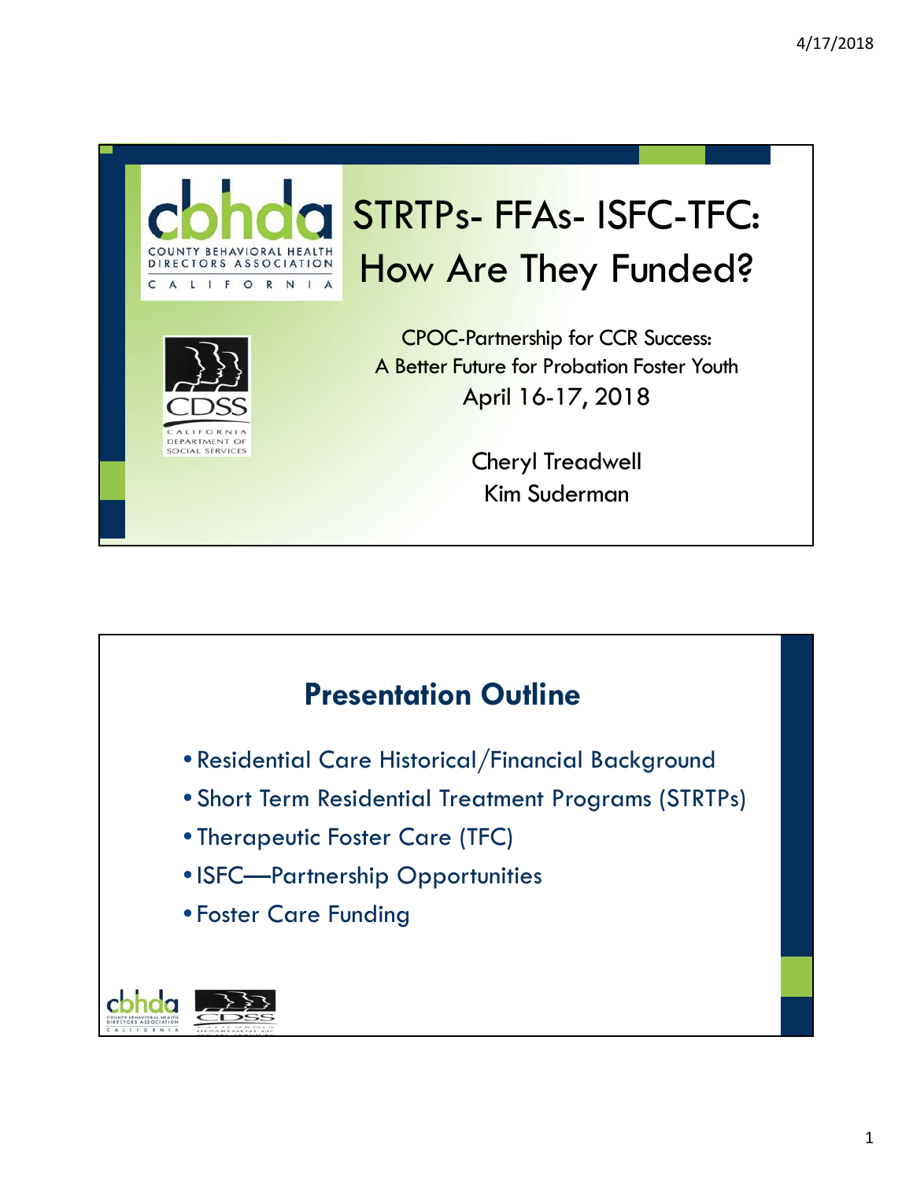# STRTPs- FFAs- ISFC-TFC: How Are They Funded?

CPOC-Partnership for CCR Success:
A Better Future for Probation Foster Youth
April 16-17, 2018

Cheryl Treadwell
Kim Suderman

## Presentation Outline

- Residential Care Historical/Financial Background
- Short Term Residential Treatment Programs (STRTPs)
- Therapeutic Foster Care (TFC)
- ISFC—Partnership Opportunities
- Foster Care Funding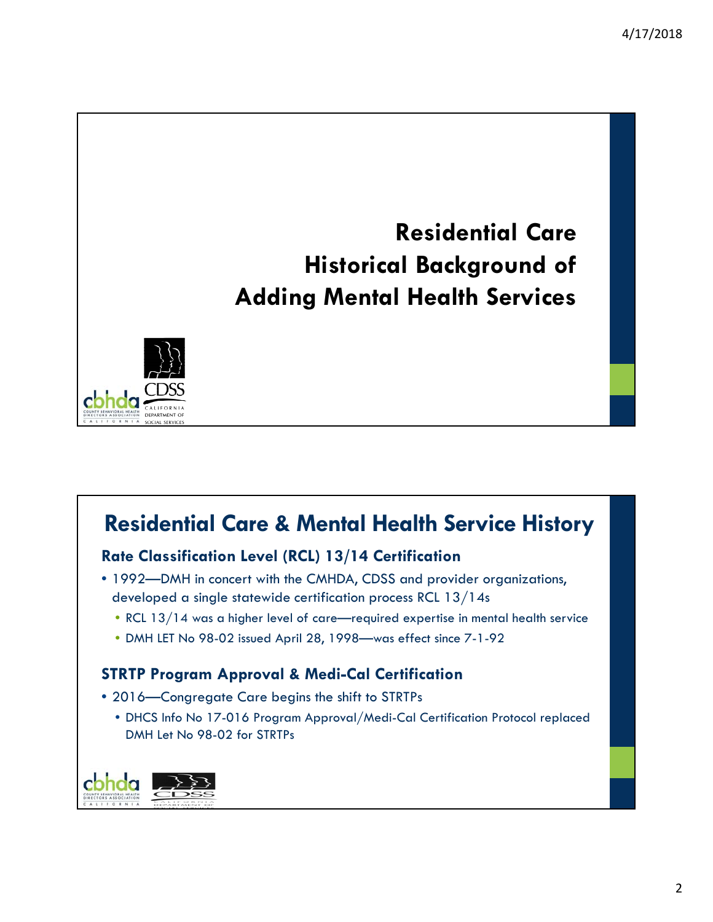# Residential Care Historical Background of Adding Mental Health Services

## Residential Care & Mental Health Service History

### Rate Classification Level (RCL) 13/14 Certification

- 1992—DMH in concert with the CMHDA, CDSS and provider organizations, developed a single statewide certification process RCL 13/14s
  - RCL 13/14 was a higher level of care—required expertise in mental health service
  - DMH LET No 98-02 issued April 28, 1998—was effect since 7-1-92

### STRTP Program Approval & Medi-Cal Certification

- 2016—Congregate Care begins the shift to STRTPs
  - DHCS Info No 17-016 Program Approval/Medi-Cal Certification Protocol replaced DMH Let No 98-02 for STRTPs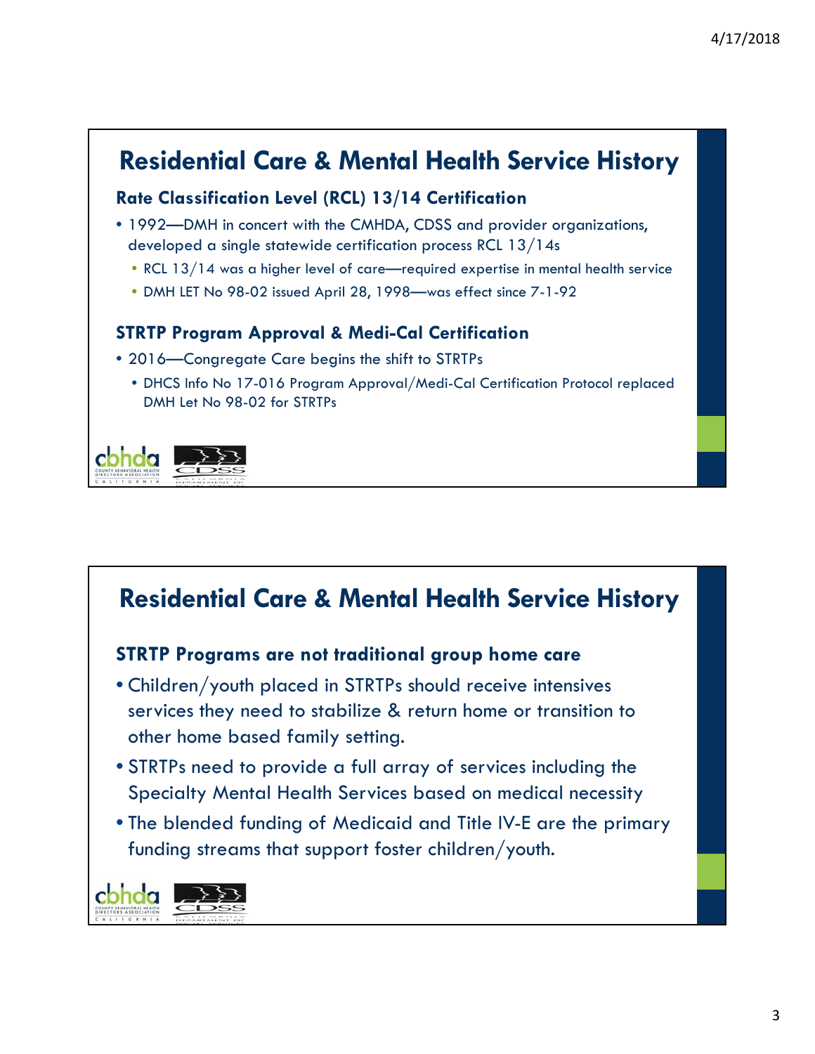## Residential Care & Mental Health Service History

### Rate Classification Level (RCL) 13/14 Certification

- 1992—DMH in concert with the CMHDA, CDSS and provider organizations, developed a single statewide certification process RCL 13/14s
  - RCL 13/14 was a higher level of care—required expertise in mental health service
  - DMH LET No 98-02 issued April 28, 1998—was effect since 7-1-92

### STRTP Program Approval & Medi-Cal Certification

- 2016—Congregate Care begins the shift to STRTPs
  - DHCS Info No 17-016 Program Approval/Medi-Cal Certification Protocol replaced DMH Let No 98-02 for STRTPs

## Residential Care & Mental Health Service History

### STRTP Programs are not traditional group home care

- Children/youth placed in STRTPs should receive intensives services they need to stabilize & return home or transition to other home based family setting.
- STRTPs need to provide a full array of services including the Specialty Mental Health Services based on medical necessity
- The blended funding of Medicaid and Title IV-E are the primary funding streams that support foster children/youth.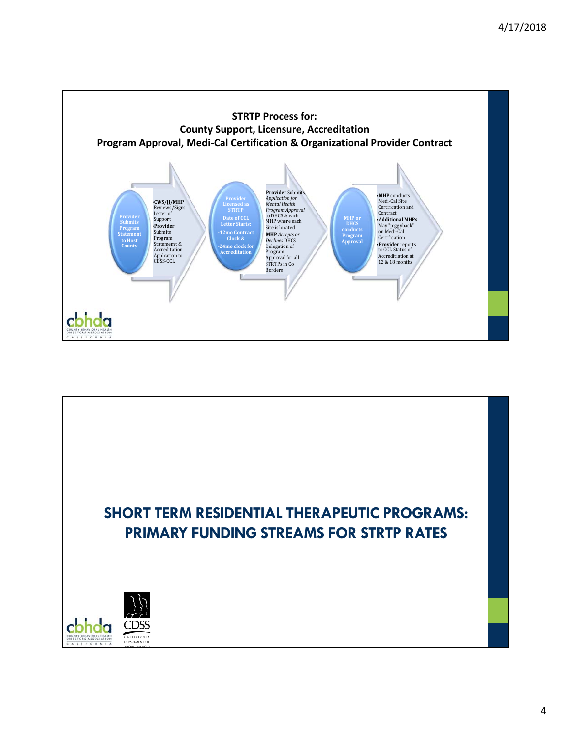## STRTP Process for: County Support, Licensure, Accreditation Program Approval, Medi-Cal Certification & Organizational Provider Contract

**Provider Submits Program Statement to Host County**

- **CWS/JJ/MHP** Reviews/Signs Letter of Support
- **Provider** Submits Program Statememt & Accreditation Applcation to CDSS-CCL

**Provider Licensed as STRTP**

**Date of CCL Letter Starts:**

**-12mo Contract Clock &**

**-24mo clock for Accreditation**

**Provider** Submits *Application for Mental Health Program Approval* to DHCS & each MHP where each Site is located

**MHP** *Accepts or Declines* DHCS Delegation of Program Approval for all STRTPs in Co Borders

**MHP or DHCS conducts Program Approval**

- **MHP** conducts Medi-Cal Site Certification and Contract
- **Additional MHPs** May "piggyback" on Medi-Cal Certification
- **Provider** reports to CCL Status of Accredititation at 12 & 18 months

# SHORT TERM RESIDENTIAL THERAPEUTIC PROGRAMS: PRIMARY FUNDING STREAMS FOR STRTP RATES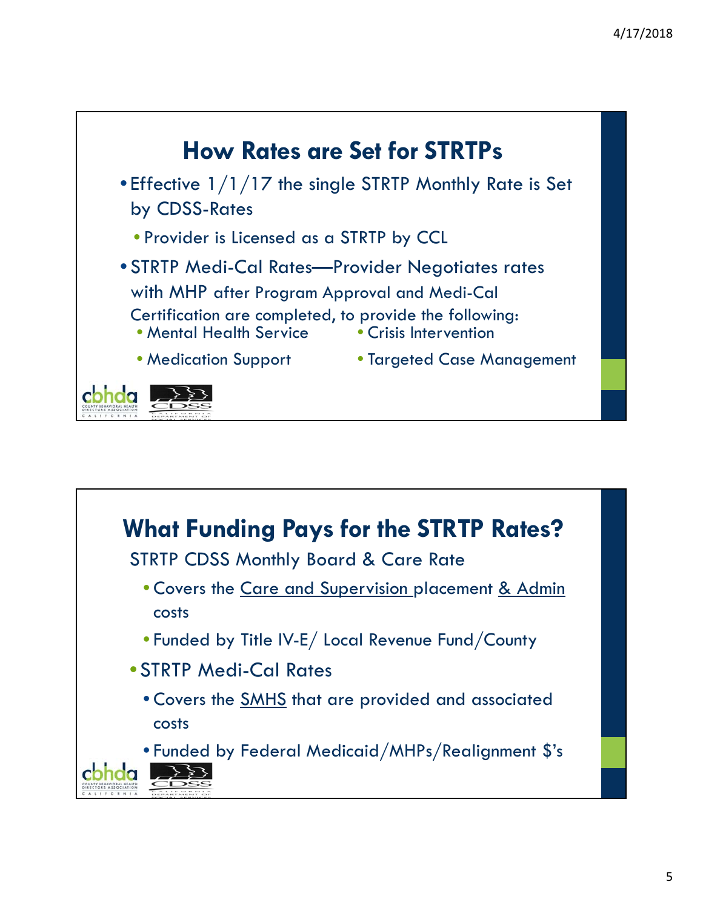## How Rates are Set for STRTPs

- Effective 1/1/17 the single STRTP Monthly Rate is Set by CDSS-Rates
  - Provider is Licensed as a STRTP by CCL
- STRTP Medi-Cal Rates—Provider Negotiates rates with MHP after Program Approval and Medi-Cal Certification are completed, to provide the following:
  - Mental Health Service
  - Crisis Intervention
  - Medication Support
  - Targeted Case Management

## What Funding Pays for the STRTP Rates?

STRTP CDSS Monthly Board & Care Rate

- Covers the Care and Supervision placement & Admin costs
- Funded by Title IV-E/ Local Revenue Fund/County

- STRTP Medi-Cal Rates
  - Covers the SMHS that are provided and associated costs
  - Funded by Federal Medicaid/MHPs/Realignment $'s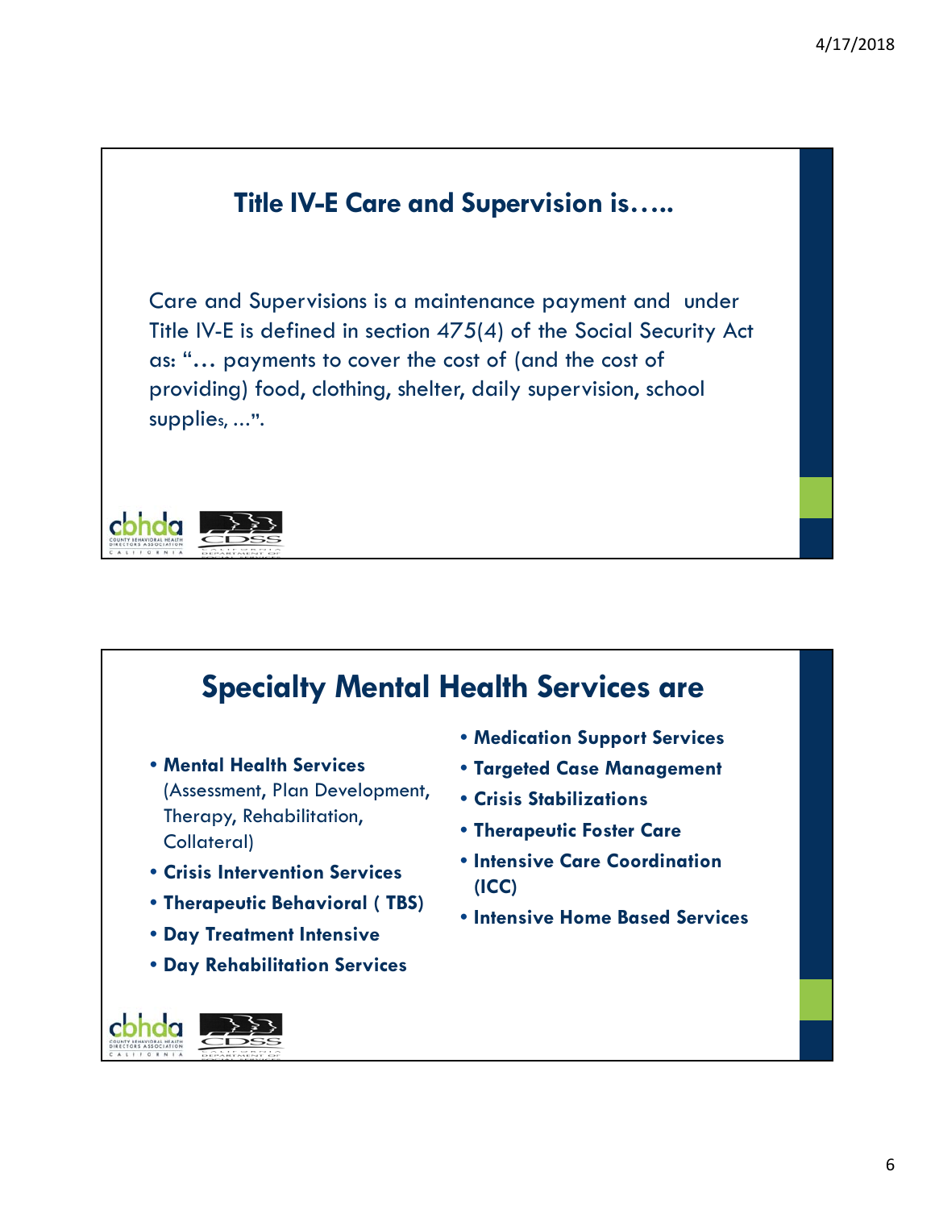## Title IV-E Care and Supervision is…..

Care and Supervisions is a maintenance payment and under Title IV-E is defined in section 475(4) of the Social Security Act as: "… payments to cover the cost of (and the cost of providing) food, clothing, shelter, daily supervision, school supplies, …".

## Specialty Mental Health Services are

- **Mental Health Services** (Assessment, Plan Development, Therapy, Rehabilitation, Collateral)
- **Crisis Intervention Services**
- **Therapeutic Behavioral ( TBS)**
- **Day Treatment Intensive**
- **Day Rehabilitation Services**
- **Medication Support Services**
- **Targeted Case Management**
- **Crisis Stabilizations**
- **Therapeutic Foster Care**
- **Intensive Care Coordination (ICC)**
- **Intensive Home Based Services**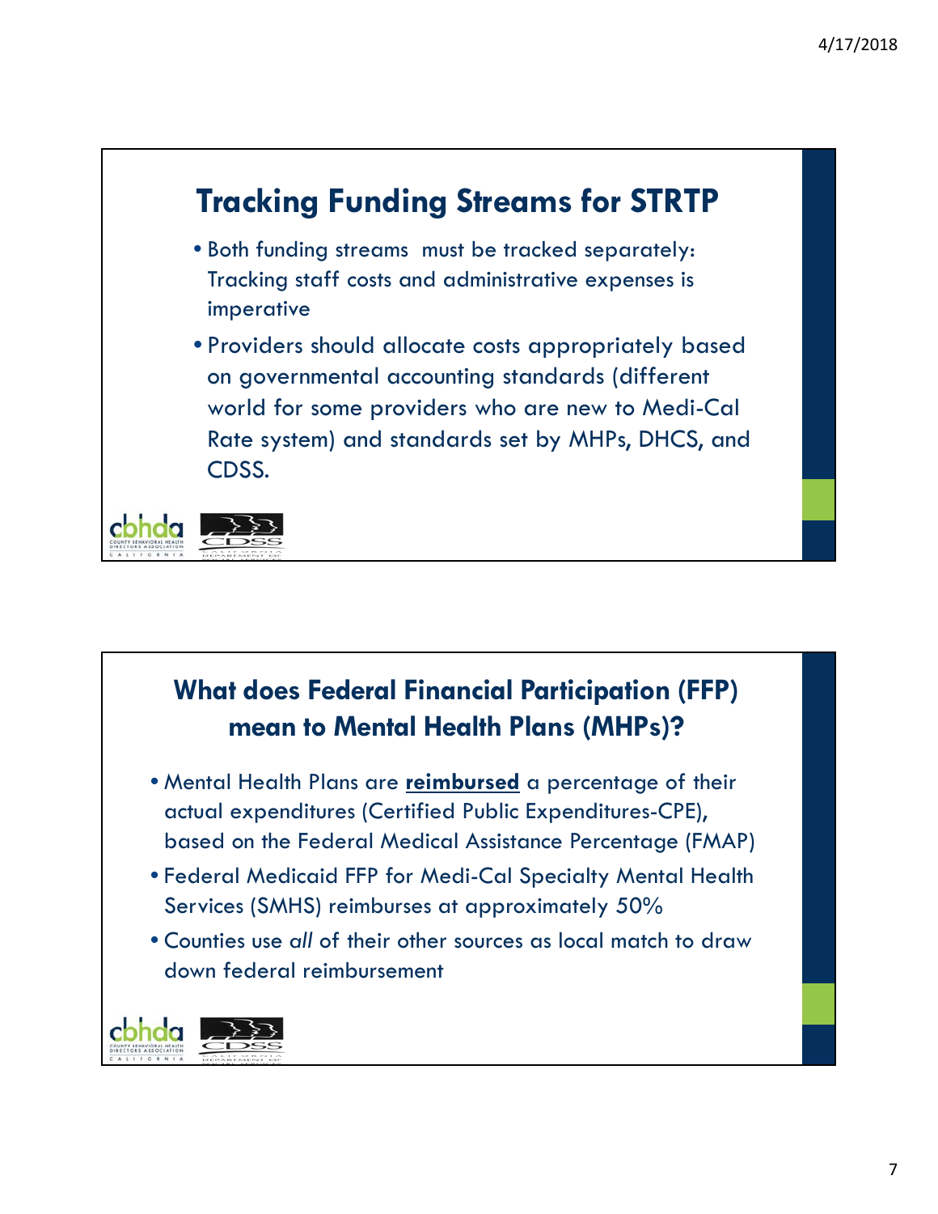## Tracking Funding Streams for STRTP

- Both funding streams must be tracked separately: Tracking staff costs and administrative expenses is imperative
- Providers should allocate costs appropriately based on governmental accounting standards (different world for some providers who are new to Medi-Cal Rate system) and standards set by MHPs, DHCS, and CDSS.

## What does Federal Financial Participation (FFP) mean to Mental Health Plans (MHPs)?

- Mental Health Plans are **reimbursed** a percentage of their actual expenditures (Certified Public Expenditures-CPE), based on the Federal Medical Assistance Percentage (FMAP)
- Federal Medicaid FFP for Medi-Cal Specialty Mental Health Services (SMHS) reimburses at approximately 50%
- Counties use *all* of their other sources as local match to draw down federal reimbursement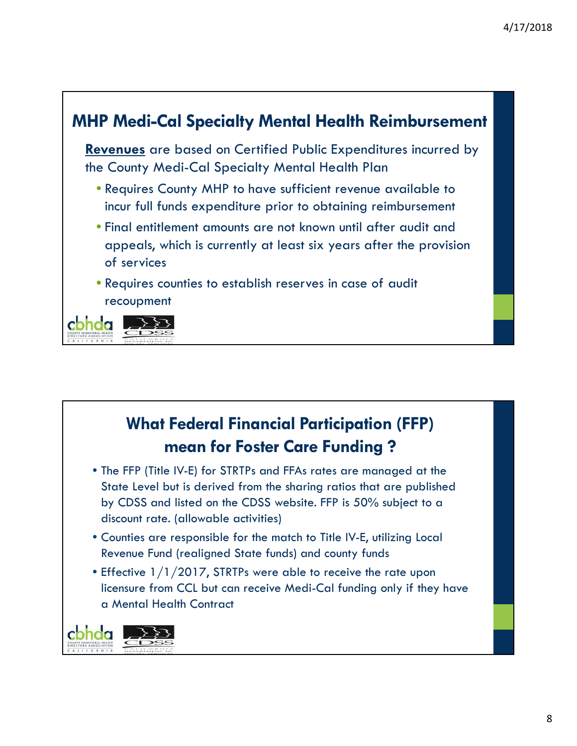## MHP Medi-Cal Specialty Mental Health Reimbursement

**Revenues** are based on Certified Public Expenditures incurred by the County Medi-Cal Specialty Mental Health Plan

- Requires County MHP to have sufficient revenue available to incur full funds expenditure prior to obtaining reimbursement
- Final entitlement amounts are not known until after audit and appeals, which is currently at least six years after the provision of services
- Requires counties to establish reserves in case of audit recoupment

## What Federal Financial Participation (FFP) mean for Foster Care Funding ?

- The FFP (Title IV-E) for STRTPs and FFAs rates are managed at the State Level but is derived from the sharing ratios that are published by CDSS and listed on the CDSS website. FFP is 50% subject to a discount rate. (allowable activities)
- Counties are responsible for the match to Title IV-E, utilizing Local Revenue Fund (realigned State funds) and county funds
- Effective 1/1/2017, STRTPs were able to receive the rate upon licensure from CCL but can receive Medi-Cal funding only if they have a Mental Health Contract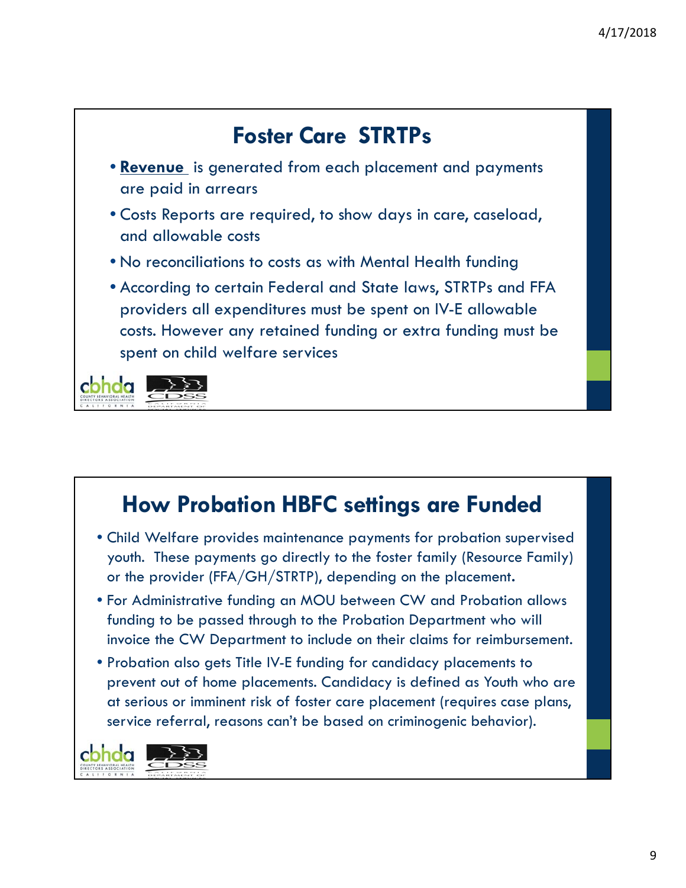## Foster Care  STRTPs

- **Revenue** is generated from each placement and payments are paid in arrears
- Costs Reports are required, to show days in care, caseload, and allowable costs
- No reconciliations to costs as with Mental Health funding
- According to certain Federal and State laws, STRTPs and FFA providers all expenditures must be spent on IV-E allowable costs. However any retained funding or extra funding must be spent on child welfare services

## How Probation HBFC settings are Funded

- Child Welfare provides maintenance payments for probation supervised youth.  These payments go directly to the foster family (Resource Family) or the provider (FFA/GH/STRTP), depending on the placement.
- For Administrative funding an MOU between CW and Probation allows funding to be passed through to the Probation Department who will invoice the CW Department to include on their claims for reimbursement.
- Probation also gets Title IV-E funding for candidacy placements to prevent out of home placements. Candidacy is defined as Youth who are at serious or imminent risk of foster care placement (requires case plans, service referral, reasons can't be based on criminogenic behavior).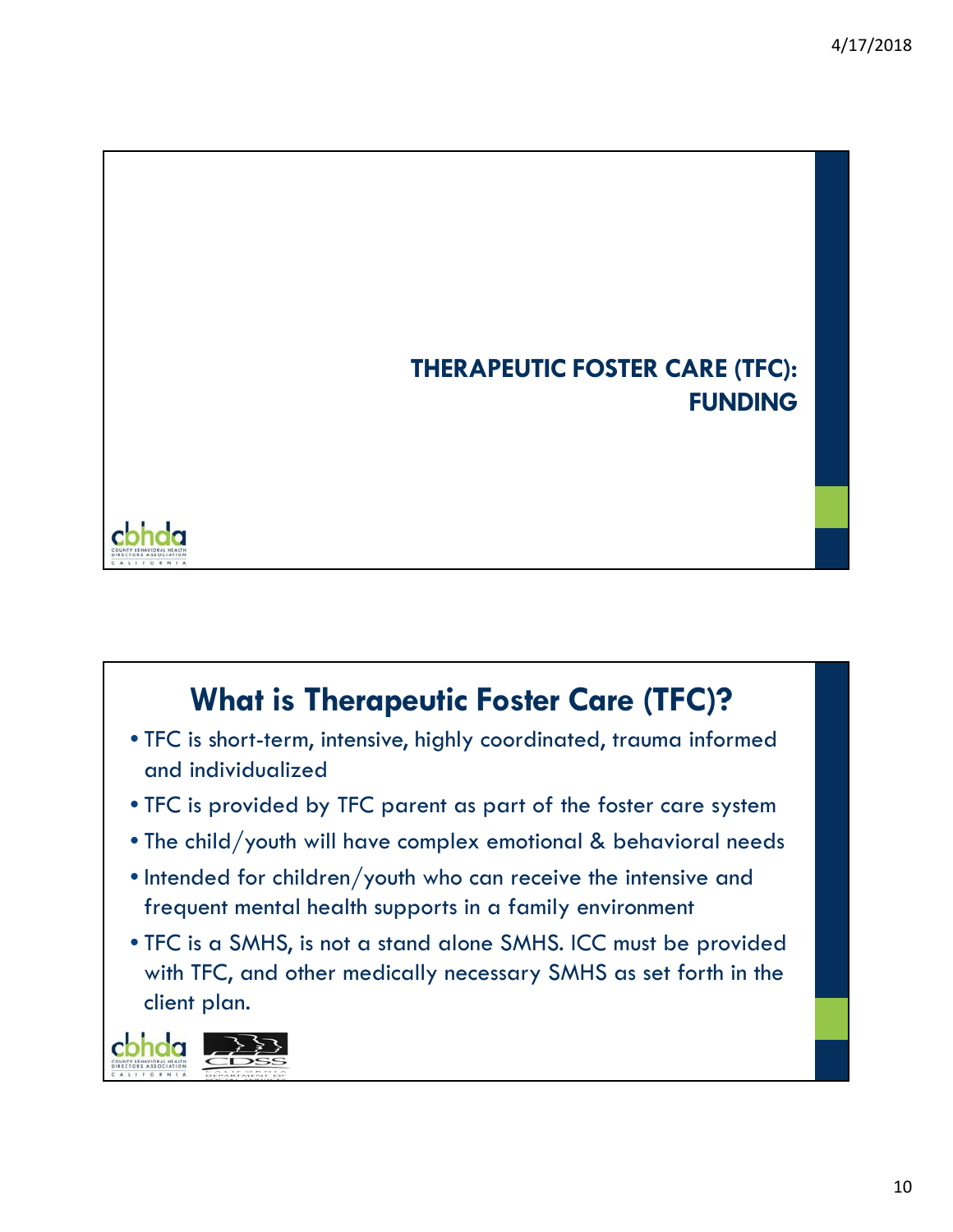# THERAPEUTIC FOSTER CARE (TFC): FUNDING

## What is Therapeutic Foster Care (TFC)?

- TFC is short-term, intensive, highly coordinated, trauma informed and individualized
- TFC is provided by TFC parent as part of the foster care system
- The child/youth will have complex emotional & behavioral needs
- Intended for children/youth who can receive the intensive and frequent mental health supports in a family environment
- TFC is a SMHS, is not a stand alone SMHS. ICC must be provided with TFC, and other medically necessary SMHS as set forth in the client plan.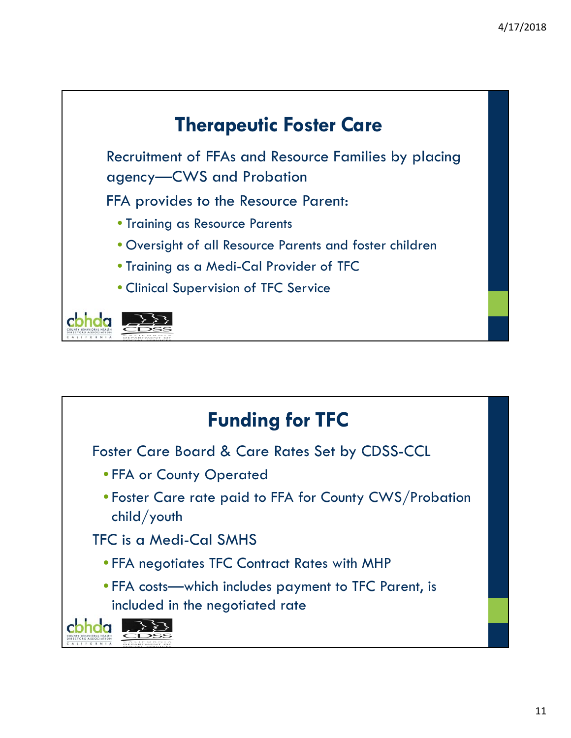## Therapeutic Foster Care

Recruitment of FFAs and Resource Families by placing agency—CWS and Probation

FFA provides to the Resource Parent:

- Training as Resource Parents
- Oversight of all Resource Parents and foster children
- Training as a Medi-Cal Provider of TFC
- Clinical Supervision of TFC Service

## Funding for TFC

Foster Care Board & Care Rates Set by CDSS-CCL

- FFA or County Operated
- Foster Care rate paid to FFA for County CWS/Probation child/youth

TFC is a Medi-Cal SMHS

- FFA negotiates TFC Contract Rates with MHP
- FFA costs—which includes payment to TFC Parent, is included in the negotiated rate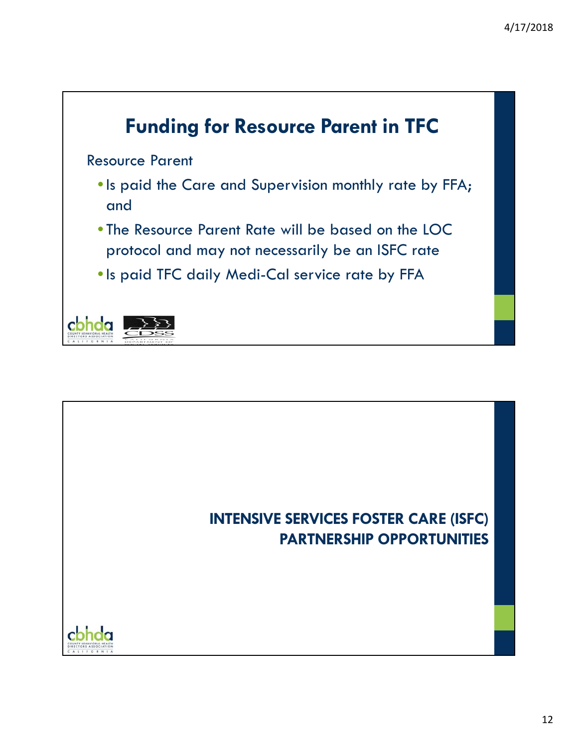# Funding for Resource Parent in TFC

Resource Parent

- Is paid the Care and Supervision monthly rate by FFA; and
- The Resource Parent Rate will be based on the LOC protocol and may not necessarily be an ISFC rate
- Is paid TFC daily Medi-Cal service rate by FFA

## INTENSIVE SERVICES FOSTER CARE (ISFC) PARTNERSHIP OPPORTUNITIES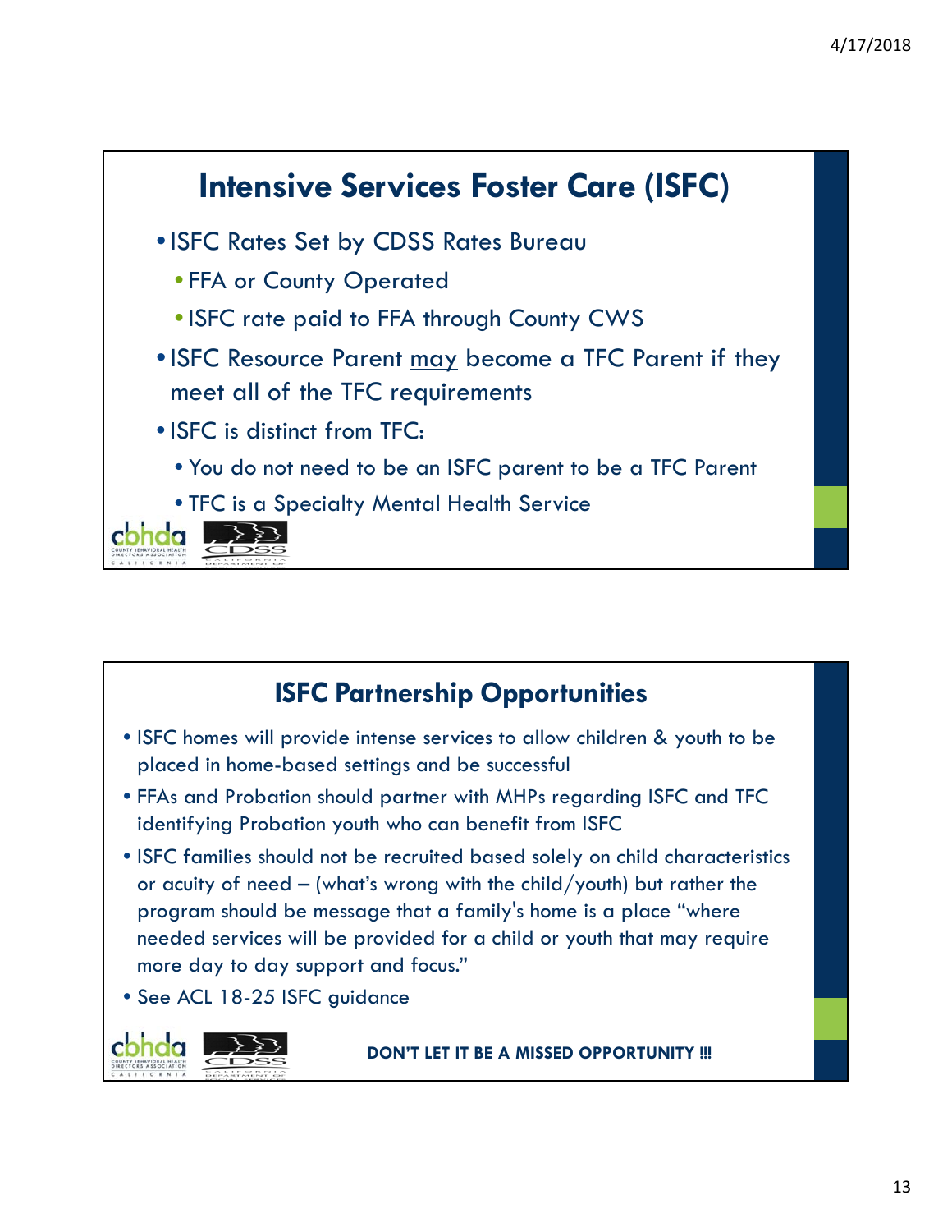## Intensive Services Foster Care (ISFC)

- ISFC Rates Set by CDSS Rates Bureau
  - FFA or County Operated
  - ISFC rate paid to FFA through County CWS
- ISFC Resource Parent <u>may</u> become a TFC Parent if they meet all of the TFC requirements
- ISFC is distinct from TFC:
  - You do not need to be an ISFC parent to be a TFC Parent
  - TFC is a Specialty Mental Health Service

## ISFC Partnership Opportunities

- ISFC homes will provide intense services to allow children & youth to be placed in home-based settings and be successful
- FFAs and Probation should partner with MHPs regarding ISFC and TFC identifying Probation youth who can benefit from ISFC
- ISFC families should not be recruited based solely on child characteristics or acuity of need – (what's wrong with the child/youth) but rather the program should be message that a family's home is a place "where needed services will be provided for a child or youth that may require more day to day support and focus."
- See ACL 18-25 ISFC guidance

**DON'T LET IT BE A MISSED OPPORTUNITY !!!**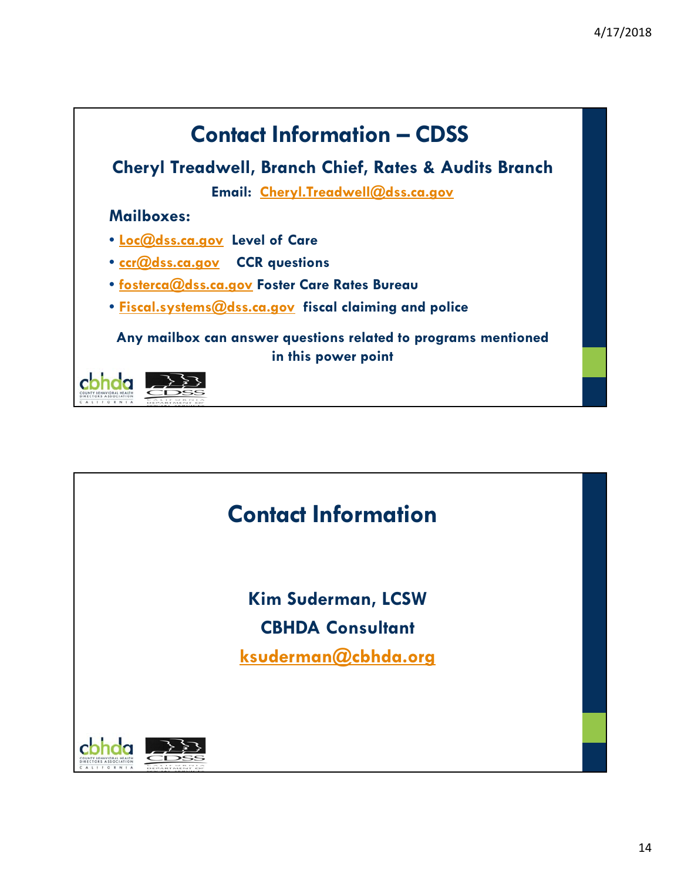## Contact Information – CDSS

**Cheryl Treadwell, Branch Chief, Rates & Audits Branch**

**Email: Cheryl.Treadwell@dss.ca.gov**

**Mailboxes:**

- **Loc@dss.ca.gov Level of Care**
- **ccr@dss.ca.gov CCR questions**
- **fosterca@dss.ca.gov Foster Care Rates Bureau**
- **Fiscal.systems@dss.ca.gov fiscal claiming and police**

**Any mailbox can answer questions related to programs mentioned in this power point**

## Contact Information

**Kim Suderman, LCSW**

**CBHDA Consultant**

**ksuderman@cbhda.org**